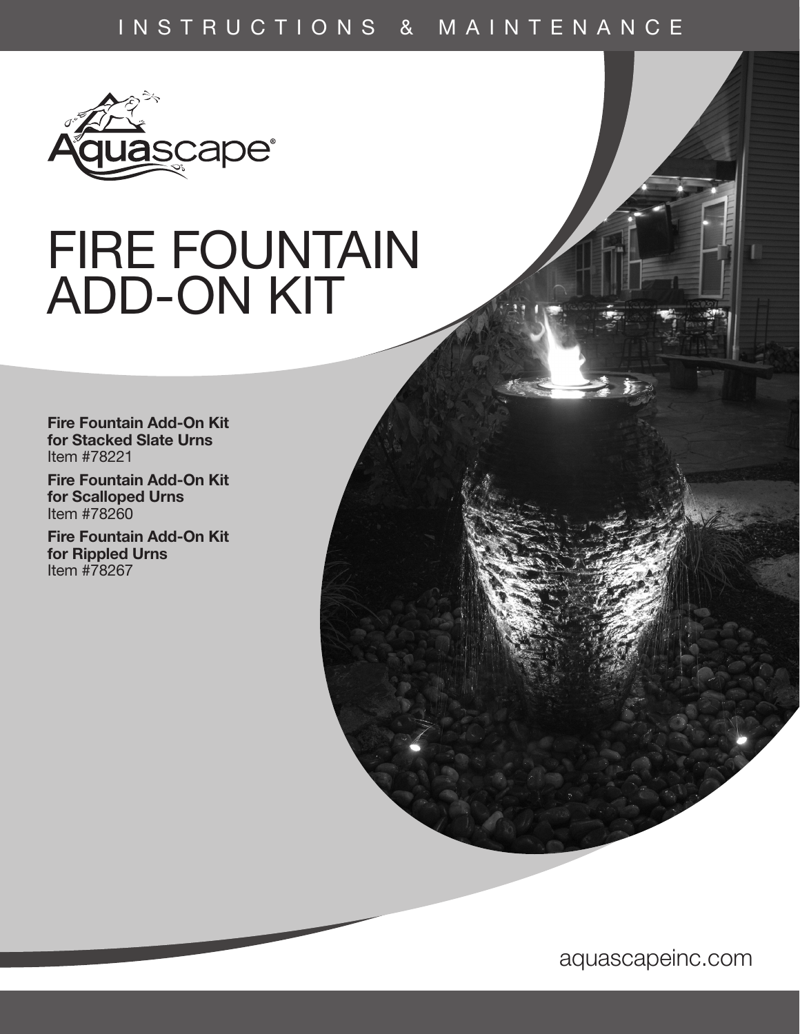INSTRUCTIONS & MAINTENANCE

Aquascape®

# FIRE FOUNTAIN ADD-ON KIT

**Fire Fountain Add-On Kit for Stacked Slate Urns**
Item #78221

**Fire Fountain Add-On Kit for Scalloped Urns**
Item #78260

**Fire Fountain Add-On Kit for Rippled Urns**
Item #78267

aquascapeinc.com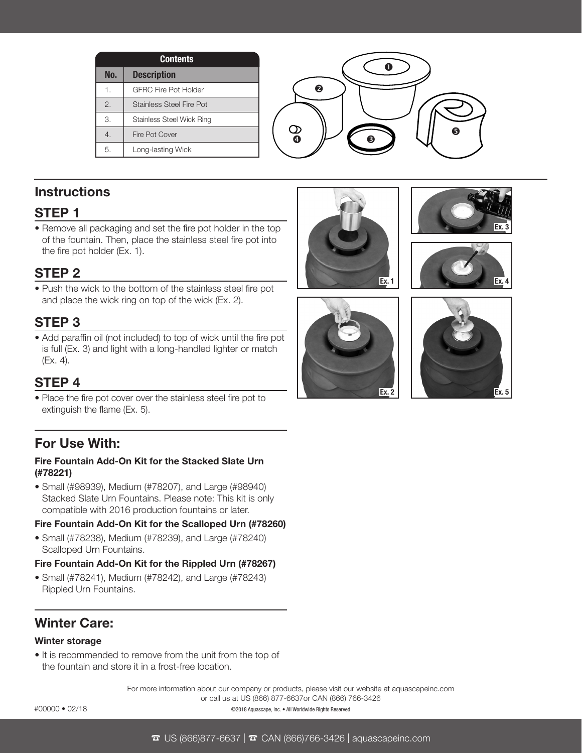| Contents | |
|---|---|
| **No.** | **Description** |
| 1. | GFRC Fire Pot Holder |
| 2. | Stainless Steel Fire Pot |
| 3. | Stainless Steel Wick Ring |
| 4. | Fire Pot Cover |
| 5. | Long-lasting Wick |

## Instructions

### STEP 1

- Remove all packaging and set the fire pot holder in the top of the fountain. Then, place the stainless steel fire pot into the fire pot holder (Ex. 1).

### STEP 2

- Push the wick to the bottom of the stainless steel fire pot and place the wick ring on top of the wick (Ex. 2).

### STEP 3

- Add paraffin oil (not included) to top of wick until the fire pot is full (Ex. 3) and light with a long-handled lighter or match (Ex. 4).

### STEP 4

- Place the fire pot cover over the stainless steel fire pot to extinguish the flame (Ex. 5).

Ex. 1

Ex. 2

Ex. 3

Ex. 4

Ex. 5

## For Use With:

**Fire Fountain Add-On Kit for the Stacked Slate Urn (#78221)**

- Small (#98939), Medium (#78207), and Large (#98940) Stacked Slate Urn Fountains. Please note: This kit is only compatible with 2016 production fountains or later.

**Fire Fountain Add-On Kit for the Scalloped Urn (#78260)**

- Small (#78238), Medium (#78239), and Large (#78240) Scalloped Urn Fountains.

**Fire Fountain Add-On Kit for the Rippled Urn (#78267)**

- Small (#78241), Medium (#78242), and Large (#78243) Rippled Urn Fountains.

## Winter Care:

**Winter storage**

- It is recommended to remove from the unit from the top of the fountain and store it in a frost-free location.

For more information about our company or products, please visit our website at aquascapeinc.com or call us at US (866) 877-6637or CAN (866) 766-3426

#00000 • 02/18

©2018 Aquascape, Inc. • All Worldwide Rights Reserved

☎ US (866)877-6637 | ☎ CAN (866)766-3426 | aquascapeinc.com